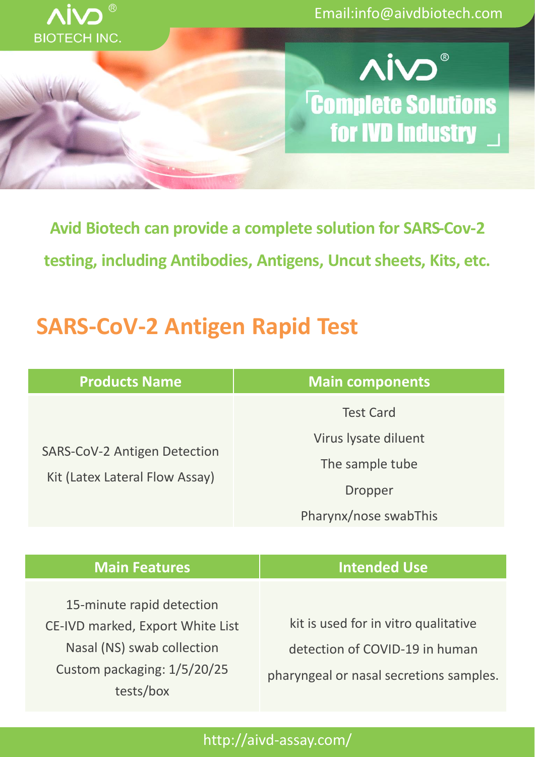AIVD® BIOTECH INC.

Email:info@aivdbiotech.com

AIVD®

「Complete Solutions for IVD Industry」

**Avid Biotech can provide a complete solution for SARS-Cov-2 testing, including Antibodies, Antigens, Uncut sheets, Kits, etc.**

## SARS-CoV-2 Antigen Rapid Test

| Products Name | Main components |
|---|---|
| SARS-CoV-2 Antigen Detection Kit (Latex Lateral Flow Assay) | Test Card<br>Virus lysate diluent<br>The sample tube<br>Dropper<br>Pharynx/nose swabThis |

| Main Features | Intended Use |
|---|---|
| 15-minute rapid detection<br>CE-IVD marked, Export White List<br>Nasal (NS) swab collection<br>Custom packaging: 1/5/20/25 tests/box | kit is used for in vitro qualitative detection of COVID-19 in human pharyngeal or nasal secretions samples. |

http://aivd-assay.com/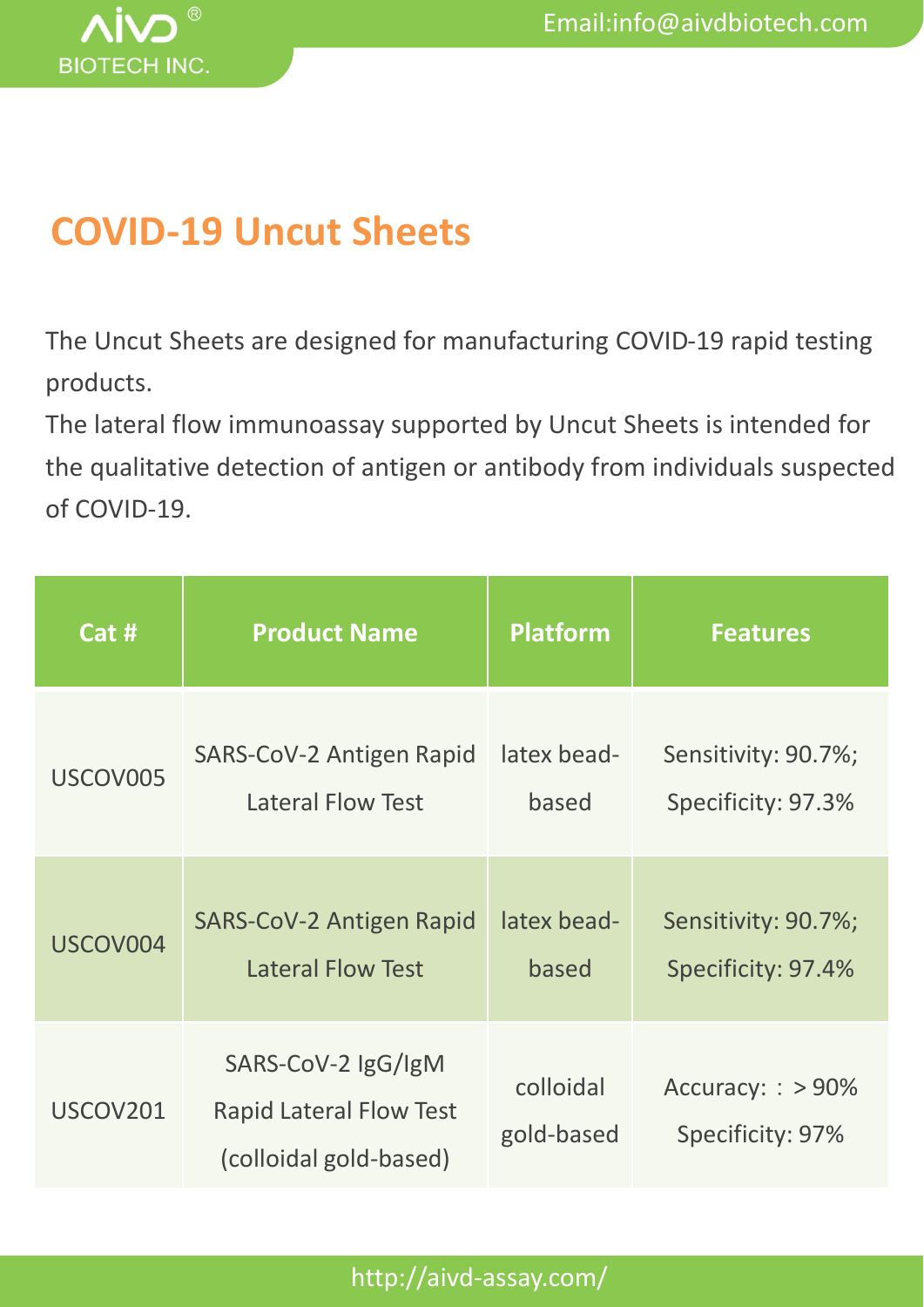# COVID-19 Uncut Sheets

The Uncut Sheets are designed for manufacturing COVID-19 rapid testing products.

The lateral flow immunoassay supported by Uncut Sheets is intended for the qualitative detection of antigen or antibody from individuals suspected of COVID-19.

| Cat # | Product Name | Platform | Features |
|---|---|---|---|
| USCOV005 | SARS-CoV-2 Antigen Rapid Lateral Flow Test | latex bead-based | Sensitivity: 90.7%; Specificity: 97.3% |
| USCOV004 | SARS-CoV-2 Antigen Rapid Lateral Flow Test | latex bead-based | Sensitivity: 90.7%; Specificity: 97.4% |
| USCOV201 | SARS-CoV-2 IgG/IgM Rapid Lateral Flow Test (colloidal gold-based) | colloidal gold-based | Accuracy: ：> 90% Specificity: 97% |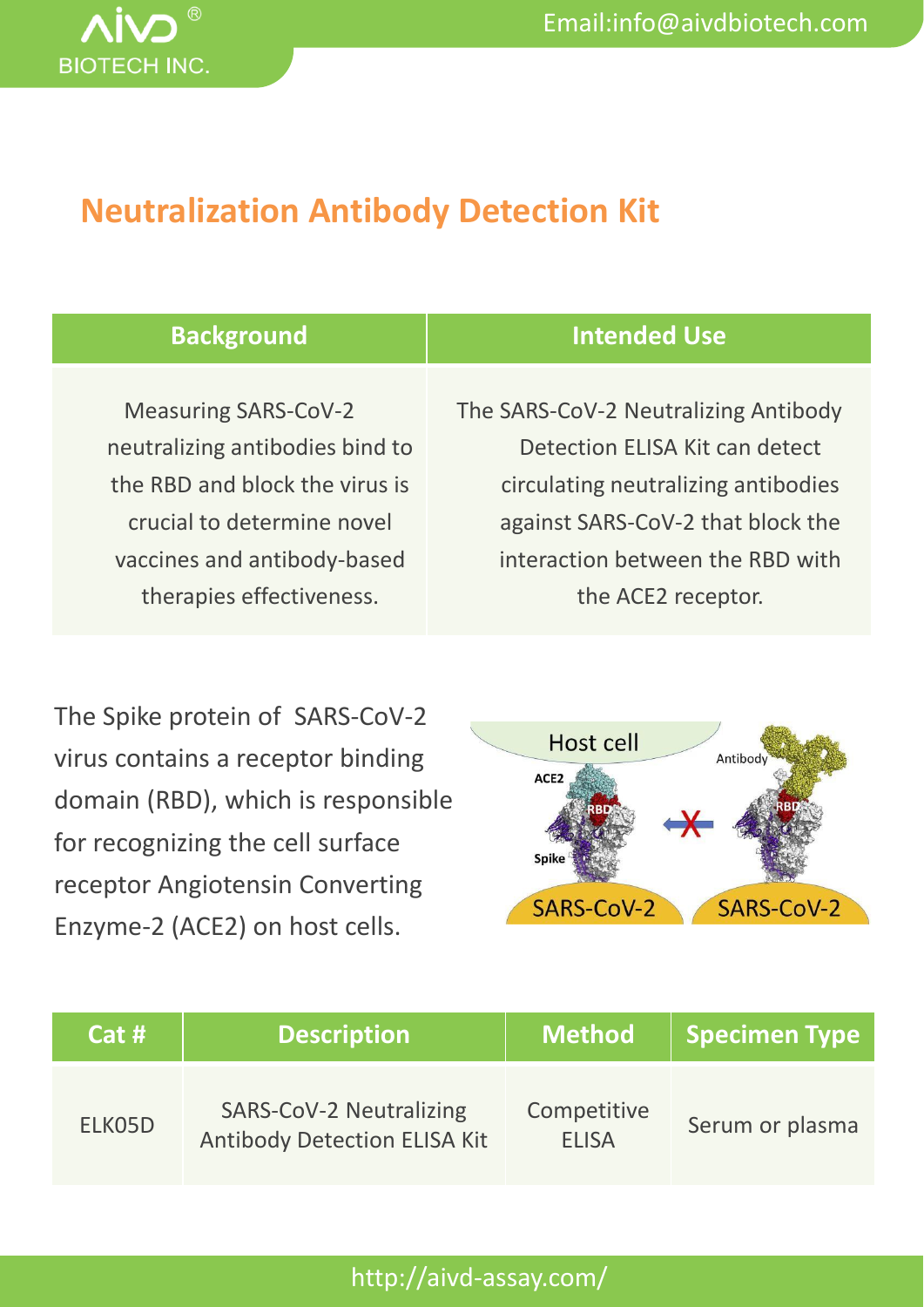# Neutralization Antibody Detection Kit

| Background | Intended Use |
|---|---|
| Measuring SARS-CoV-2 neutralizing antibodies bind to the RBD and block the virus is crucial to determine novel vaccines and antibody-based therapies effectiveness. | The SARS-CoV-2 Neutralizing Antibody Detection ELISA Kit can detect circulating neutralizing antibodies against SARS-CoV-2 that block the interaction between the RBD with the ACE2 receptor. |

The Spike protein of SARS-CoV-2 virus contains a receptor binding domain (RBD), which is responsible for recognizing the cell surface receptor Angiotensin Converting Enzyme-2 (ACE2) on host cells.

| Cat # | Description | Method | Specimen Type |
|---|---|---|---|
| ELK05D | SARS-CoV-2 Neutralizing Antibody Detection ELISA Kit | Competitive ELISA | Serum or plasma |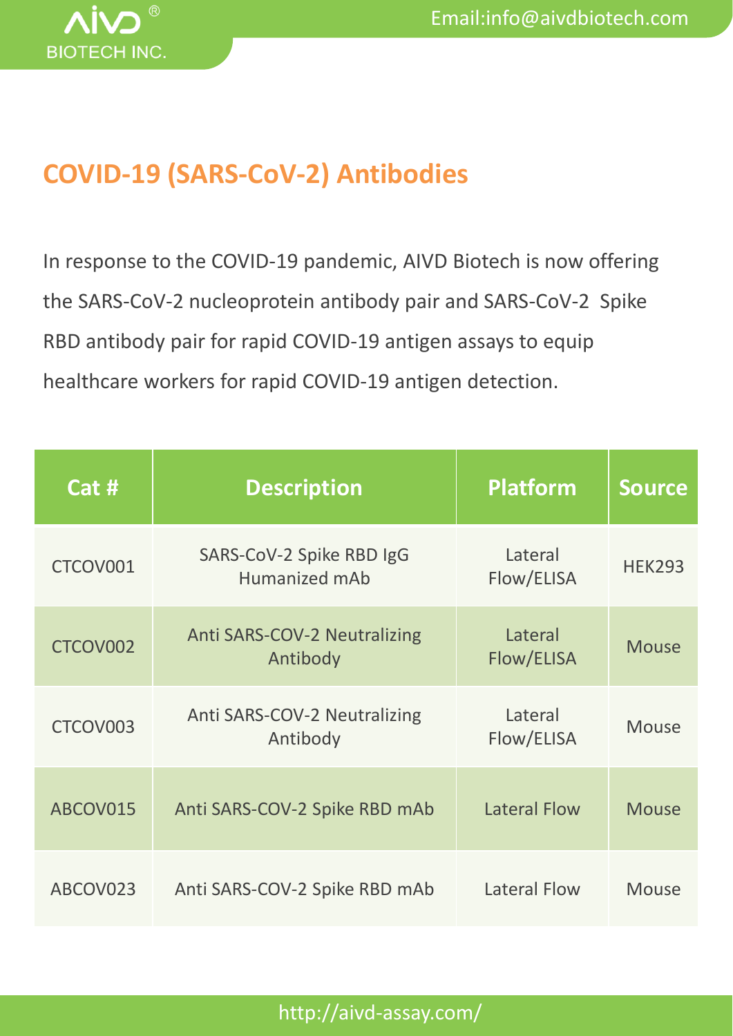## COVID-19 (SARS-CoV-2) Antibodies

In response to the COVID-19 pandemic, AIVD Biotech is now offering the SARS-CoV-2 nucleoprotein antibody pair and SARS-CoV-2 Spike RBD antibody pair for rapid COVID-19 antigen assays to equip healthcare workers for rapid COVID-19 antigen detection.

| Cat # | Description | Platform | Source |
| --- | --- | --- | --- |
| CTCOV001 | SARS-CoV-2 Spike RBD IgG Humanized mAb | Lateral Flow/ELISA | HEK293 |
| CTCOV002 | Anti SARS-COV-2 Neutralizing Antibody | Lateral Flow/ELISA | Mouse |
| CTCOV003 | Anti SARS-COV-2 Neutralizing Antibody | Lateral Flow/ELISA | Mouse |
| ABCOV015 | Anti SARS-COV-2 Spike RBD mAb | Lateral Flow | Mouse |
| ABCOV023 | Anti SARS-COV-2 Spike RBD mAb | Lateral Flow | Mouse |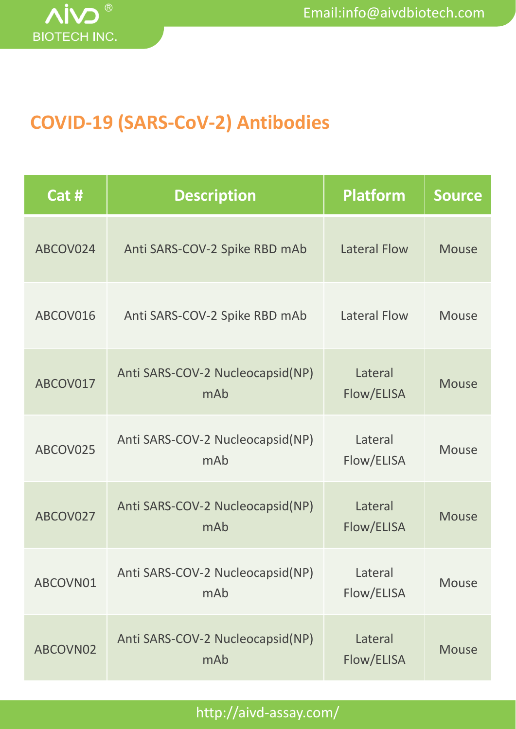# COVID-19 (SARS-CoV-2) Antibodies

| Cat # | Description | Platform | Source |
|---|---|---|---|
| ABCOV024 | Anti SARS-COV-2 Spike RBD mAb | Lateral Flow | Mouse |
| ABCOV016 | Anti SARS-COV-2 Spike RBD mAb | Lateral Flow | Mouse |
| ABCOV017 | Anti SARS-COV-2 Nucleocapsid(NP) mAb | Lateral Flow/ELISA | Mouse |
| ABCOV025 | Anti SARS-COV-2 Nucleocapsid(NP) mAb | Lateral Flow/ELISA | Mouse |
| ABCOV027 | Anti SARS-COV-2 Nucleocapsid(NP) mAb | Lateral Flow/ELISA | Mouse |
| ABCOVN01 | Anti SARS-COV-2 Nucleocapsid(NP) mAb | Lateral Flow/ELISA | Mouse |
| ABCOVN02 | Anti SARS-COV-2 Nucleocapsid(NP) mAb | Lateral Flow/ELISA | Mouse |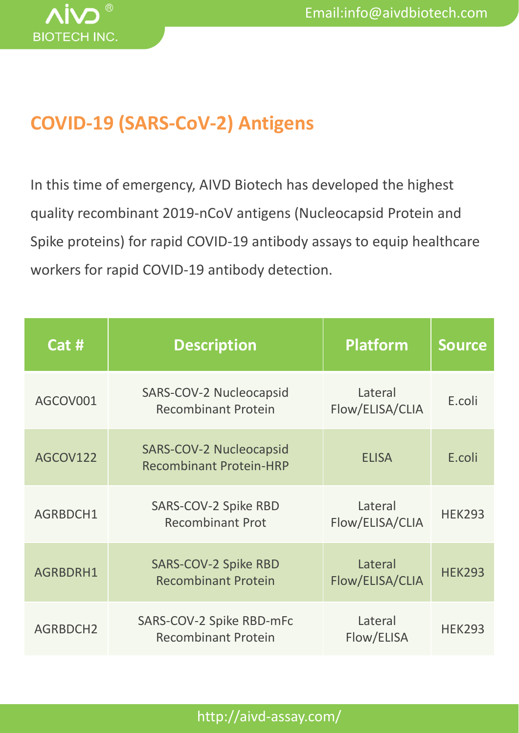## COVID-19 (SARS-CoV-2) Antigens

In this time of emergency, AIVD Biotech has developed the highest quality recombinant 2019-nCoV antigens (Nucleocapsid Protein and Spike proteins) for rapid COVID-19 antibody assays to equip healthcare workers for rapid COVID-19 antibody detection.

| Cat # | Description | Platform | Source |
|---|---|---|---|
| AGCOV001 | SARS-COV-2 Nucleocapsid Recombinant Protein | Lateral Flow/ELISA/CLIA | E.coli |
| AGCOV122 | SARS-COV-2 Nucleocapsid Recombinant Protein-HRP | ELISA | E.coli |
| AGRBDCH1 | SARS-COV-2 Spike RBD Recombinant Prot | Lateral Flow/ELISA/CLIA | HEK293 |
| AGRBDRH1 | SARS-COV-2 Spike RBD Recombinant Protein | Lateral Flow/ELISA/CLIA | HEK293 |
| AGRBDCH2 | SARS-COV-2 Spike RBD-mFc Recombinant Protein | Lateral Flow/ELISA | HEK293 |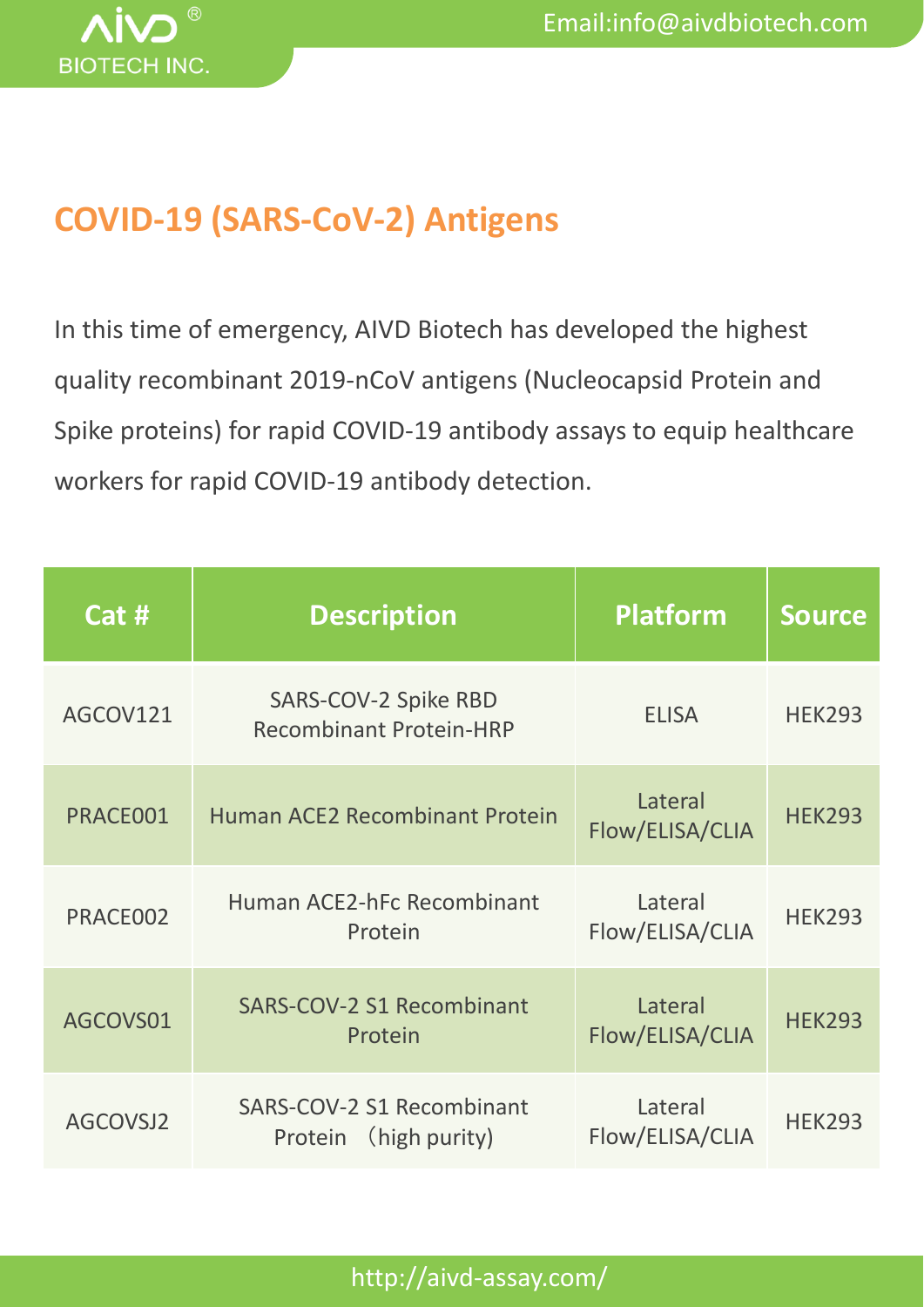## COVID-19 (SARS-CoV-2) Antigens

In this time of emergency, AIVD Biotech has developed the highest quality recombinant 2019-nCoV antigens (Nucleocapsid Protein and Spike proteins) for rapid COVID-19 antibody assays to equip healthcare workers for rapid COVID-19 antibody detection.

| Cat # | Description | Platform | Source |
|---|---|---|---|
| AGCOV121 | SARS-COV-2 Spike RBD Recombinant Protein-HRP | ELISA | HEK293 |
| PRACE001 | Human ACE2 Recombinant Protein | Lateral Flow/ELISA/CLIA | HEK293 |
| PRACE002 | Human ACE2-hFc Recombinant Protein | Lateral Flow/ELISA/CLIA | HEK293 |
| AGCOVS01 | SARS-COV-2 S1 Recombinant Protein | Lateral Flow/ELISA/CLIA | HEK293 |
| AGCOVSJ2 | SARS-COV-2 S1 Recombinant Protein （high purity) | Lateral Flow/ELISA/CLIA | HEK293 |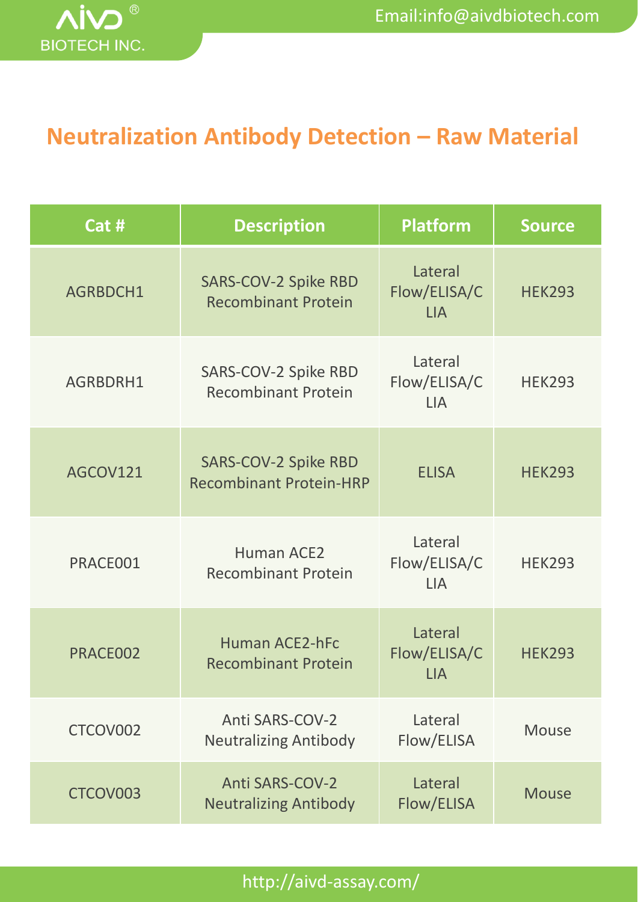# Neutralization Antibody Detection – Raw Material

| Cat # | Description | Platform | Source |
|---|---|---|---|
| AGRBDCH1 | SARS-COV-2 Spike RBD Recombinant Protein | Lateral Flow/ELISA/CLIA | HEK293 |
| AGRBDRH1 | SARS-COV-2 Spike RBD Recombinant Protein | Lateral Flow/ELISA/CLIA | HEK293 |
| AGCOV121 | SARS-COV-2 Spike RBD Recombinant Protein-HRP | ELISA | HEK293 |
| PRACE001 | Human ACE2 Recombinant Protein | Lateral Flow/ELISA/CLIA | HEK293 |
| PRACE002 | Human ACE2-hFc Recombinant Protein | Lateral Flow/ELISA/CLIA | HEK293 |
| CTCOV002 | Anti SARS-COV-2 Neutralizing Antibody | Lateral Flow/ELISA | Mouse |
| CTCOV003 | Anti SARS-COV-2 Neutralizing Antibody | Lateral Flow/ELISA | Mouse |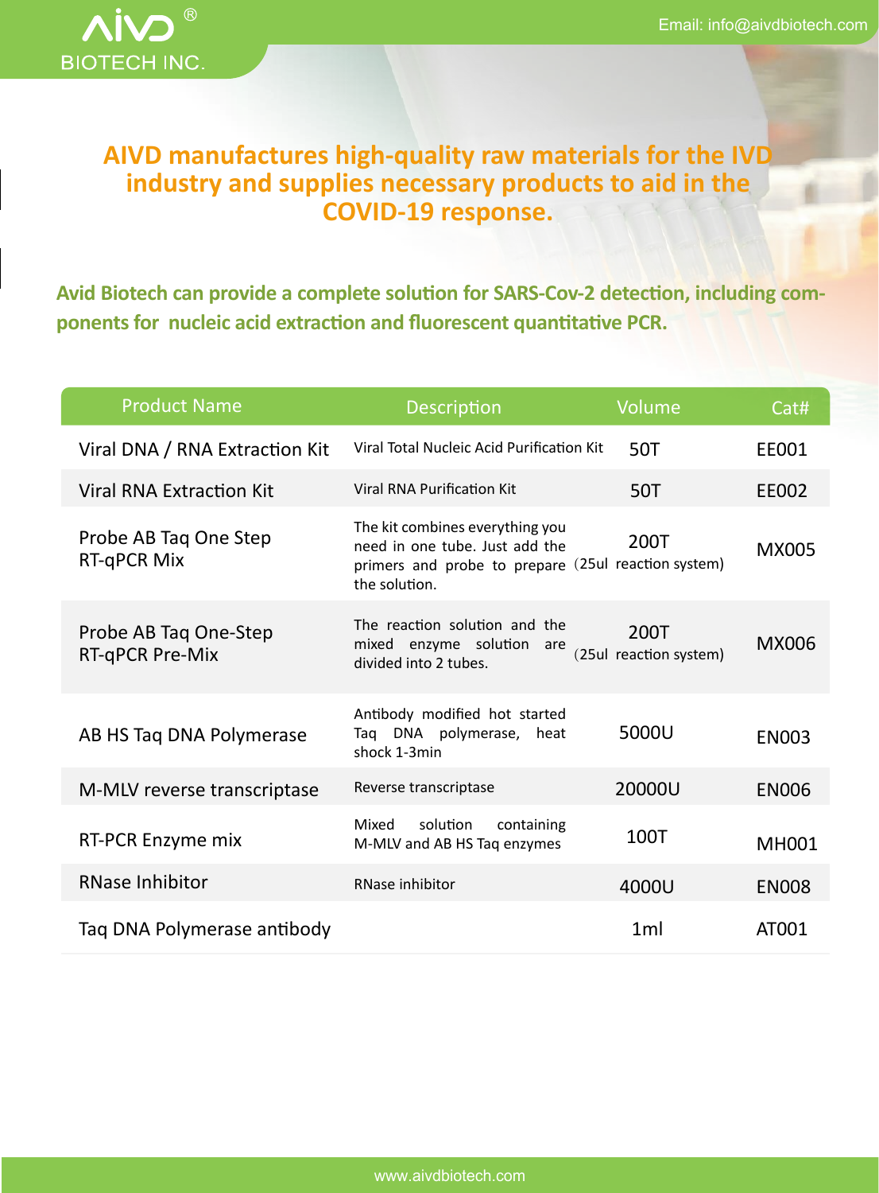# AIVD manufactures high-quality raw materials for the IVD industry and supplies necessary products to aid in the COVID-19 response.

**Avid Biotech can provide a complete solution for SARS-Cov-2 detection, including components for nucleic acid extraction and fluorescent quantitative PCR.**

| Product Name | Description | Volume | Cat# |
|---|---|---|---|
| Viral DNA / RNA Extraction Kit | Viral Total Nucleic Acid Purification Kit | 50T | EE001 |
| Viral RNA Extraction Kit | Viral RNA Purification Kit | 50T | EE002 |
| Probe AB Taq One Step RT-qPCR Mix | The kit combines everything you need in one tube. Just add the primers and probe to prepare the solution. | 200T (25ul reaction system) | MX005 |
| Probe AB Taq One-Step RT-qPCR Pre-Mix | The reaction solution and the mixed enzyme solution are divided into 2 tubes. | 200T (25ul reaction system) | MX006 |
| AB HS Taq DNA Polymerase | Antibody modified hot started Taq DNA polymerase, heat shock 1-3min | 5000U | EN003 |
| M-MLV reverse transcriptase | Reverse transcriptase | 20000U | EN006 |
| RT-PCR Enzyme mix | Mixed solution containing M-MLV and AB HS Taq enzymes | 100T | MH001 |
| RNase Inhibitor | RNase inhibitor | 4000U | EN008 |
| Taq DNA Polymerase antibody | | 1ml | AT001 |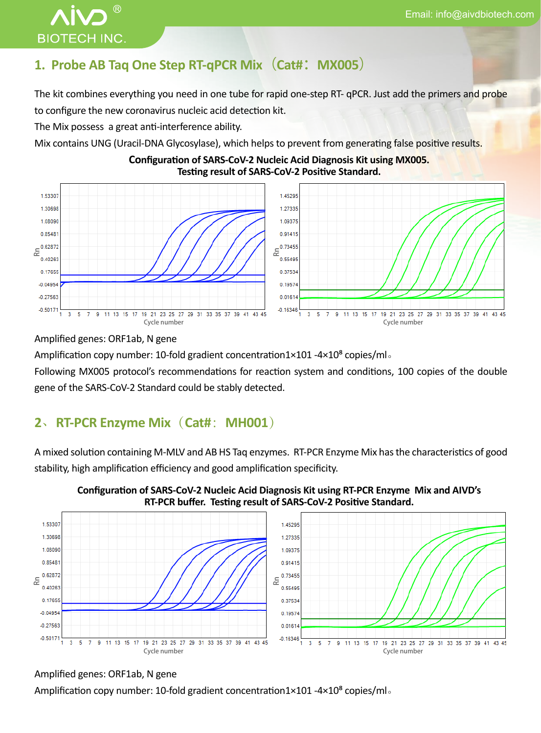## 1. Probe AB Taq One Step RT-qPCR Mix（Cat#：MX005）

The kit combines everything you need in one tube for rapid one-step RT- qPCR. Just add the primers and probe to configure the new coronavirus nucleic acid detection kit.

The Mix possess a great anti-interference ability.

Mix contains UNG (Uracil-DNA Glycosylase), which helps to prevent from generating false positive results.

**Configuration of SARS-CoV-2 Nucleic Acid Diagnosis Kit using MX005.**
**Testing result of SARS-CoV-2 Positive Standard.**

Rn
1.53307
1.30698
1.08090
0.85481
0.62872
0.40263
0.17655
-0.04954
-0.27563
-0.50171
1 3 5 7 9 11 13 15 17 19 21 23 25 27 29 31 33 35 37 39 41 43 45
Cycle number

Rn
1.45295
1.27335
1.09375
0.91415
0.73455
0.55495
0.37534
0.19574
0.01614
-0.16346
1 3 5 7 9 11 13 15 17 19 21 23 25 27 29 31 33 35 37 39 41 43 45
Cycle number

Amplified genes: ORF1ab, N gene

Amplification copy number: 10-fold gradient concentration1×101 -4×$10^8$ copies/ml。

Following MX005 protocol's recommendations for reaction system and conditions, 100 copies of the double gene of the SARS-CoV-2 Standard could be stably detected.

## 2、RT-PCR Enzyme Mix（Cat#：MH001）

A mixed solution containing M-MLV and AB HS Taq enzymes. RT-PCR Enzyme Mix has the characteristics of good stability, high amplification efficiency and good amplification specificity.

**Configuration of SARS-CoV-2 Nucleic Acid Diagnosis Kit using RT-PCR Enzyme Mix and AIVD's RT-PCR buffer. Testing result of SARS-CoV-2 Positive Standard.**

Rn
1.53307
1.30698
1.08090
0.85481
0.62872
0.40263
0.17655
-0.04954
-0.27563
-0.50171
1 3 5 7 9 11 13 15 17 19 21 23 25 27 29 31 33 35 37 39 41 43 45
Cycle number

Rn
1.45295
1.27335
1.09375
0.91415
0.73455
0.55495
0.37534
0.19574
0.01614
-0.16346
1 3 5 7 9 11 13 15 17 19 21 23 25 27 29 31 33 35 37 39 41 43 45
Cycle number

Amplified genes: ORF1ab, N gene

Amplification copy number: 10-fold gradient concentration1×101 -4×$10^8$ copies/ml。